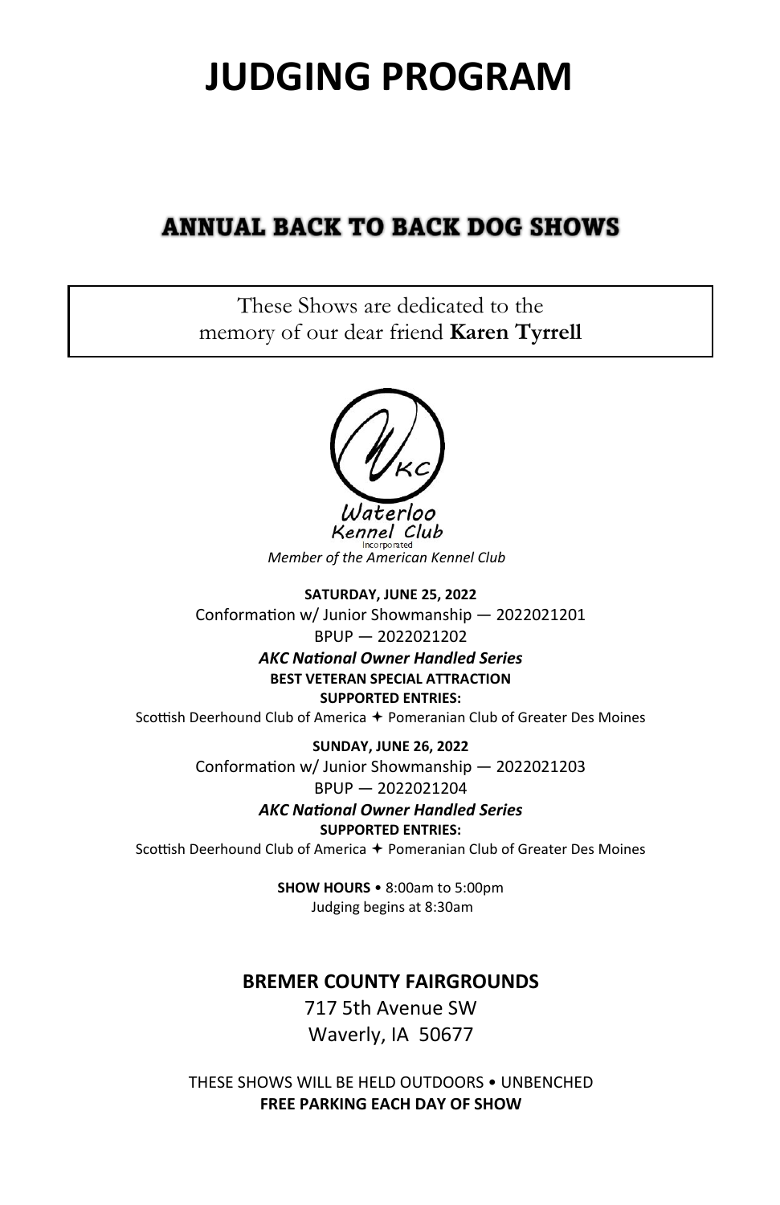# JUDGING PROGRAM

## ANNUAL BACK TO BACK DOG SHOWS

These Shows are dedicated to the memory of our dear friend **Karen Tyrrell**

Waterloo Kennel Club
Incorporated

*Member of the American Kennel Club*

**SATURDAY, JUNE 25, 2022**
Conformation w/ Junior Showmanship — 2022021201
BPUP — 2022021202
***AKC National Owner Handled Series***
**BEST VETERAN SPECIAL ATTRACTION**
**SUPPORTED ENTRIES:**
Scottish Deerhound Club of America ✦ Pomeranian Club of Greater Des Moines

**SUNDAY, JUNE 26, 2022**
Conformation w/ Junior Showmanship — 2022021203
BPUP — 2022021204
***AKC National Owner Handled Series***
**SUPPORTED ENTRIES:**
Scottish Deerhound Club of America ✦ Pomeranian Club of Greater Des Moines

**SHOW HOURS** • 8:00am to 5:00pm
Judging begins at 8:30am

**BREMER COUNTY FAIRGROUNDS**
717 5th Avenue SW
Waverly, IA 50677

THESE SHOWS WILL BE HELD OUTDOORS • UNBENCHED
**FREE PARKING EACH DAY OF SHOW**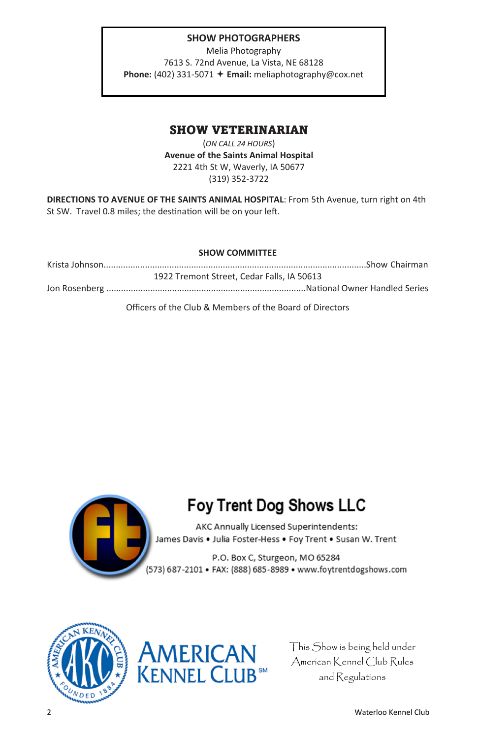**SHOW PHOTOGRAPHERS**

Melia Photography
7613 S. 72nd Avenue, La Vista, NE 68128
**Phone:** (402) 331-5071 ✦ **Email:** meliaphotography@cox.net

## SHOW VETERINARIAN

(*ON CALL 24 HOURS*)
**Avenue of the Saints Animal Hospital**
2221 4th St W, Waverly, IA 50677
(319) 352-3722

**DIRECTIONS TO AVENUE OF THE SAINTS ANIMAL HOSPITAL**: From 5th Avenue, turn right on 4th St SW. Travel 0.8 miles; the destination will be on your left.

**SHOW COMMITTEE**

Krista Johnson.......................................................................................................Show Chairman
1922 Tremont Street, Cedar Falls, IA 50613
Jon Rosenberg ...............................................................................National Owner Handled Series

Officers of the Club & Members of the Board of Directors

## Foy Trent Dog Shows LLC

AKC Annually Licensed Superintendents:
James Davis • Julia Foster-Hess • Foy Trent • Susan W. Trent

P.O. Box C, Sturgeon, MO 65284
(573) 687-2101 • FAX: (888) 685-8989 • www.foytrentdogshows.com

AMERICAN KENNEL CLUB℠

This Show is being held under American Kennel Club Rules and Regulations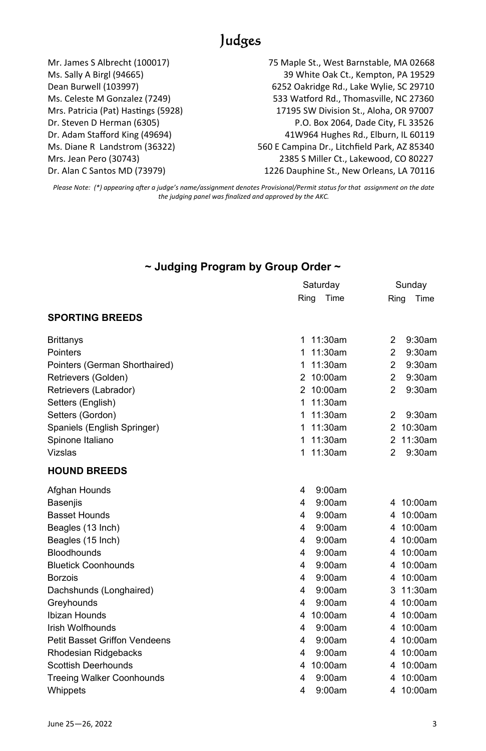# Judges

| | |
|---|---|
| Mr. James S Albrecht (100017) | 75 Maple St., West Barnstable, MA 02668 |
| Ms. Sally A Birgl (94665) | 39 White Oak Ct., Kempton, PA 19529 |
| Dean Burwell (103997) | 6252 Oakridge Rd., Lake Wylie, SC 29710 |
| Ms. Celeste M Gonzalez (7249) | 533 Watford Rd., Thomasville, NC 27360 |
| Mrs. Patricia (Pat) Hastings (5928) | 17195 SW Division St., Aloha, OR 97007 |
| Dr. Steven D Herman (6305) | P.O. Box 2064, Dade City, FL 33526 |
| Dr. Adam Stafford King (49694) | 41W964 Hughes Rd., Elburn, IL 60119 |
| Ms. Diane R Landstrom (36322) | 560 E Campina Dr., Litchfield Park, AZ 85340 |
| Mrs. Jean Pero (30743) | 2385 S Miller Ct., Lakewood, CO 80227 |
| Dr. Alan C Santos MD (73979) | 1226 Dauphine St., New Orleans, LA 70116 |

*Please Note: (*) appearing after a judge's name/assignment denotes Provisional/Permit status for that assignment on the date the judging panel was finalized and approved by the AKC.*

## ~ Judging Program by Group Order ~

| | Saturday | | Sunday | |
|---|---|---|---|---|
| | Ring | Time | Ring | Time |
| **SPORTING BREEDS** | | | | |
| Brittanys | 1 | 11:30am | 2 | 9:30am |
| Pointers | 1 | 11:30am | 2 | 9:30am |
| Pointers (German Shorthaired) | 1 | 11:30am | 2 | 9:30am |
| Retrievers (Golden) | 2 | 10:00am | 2 | 9:30am |
| Retrievers (Labrador) | 2 | 10:00am | 2 | 9:30am |
| Setters (English) | 1 | 11:30am | | |
| Setters (Gordon) | 1 | 11:30am | 2 | 9:30am |
| Spaniels (English Springer) | 1 | 11:30am | 2 | 10:30am |
| Spinone Italiano | 1 | 11:30am | 2 | 11:30am |
| Vizslas | 1 | 11:30am | 2 | 9:30am |
| **HOUND BREEDS** | | | | |
| Afghan Hounds | 4 | 9:00am | | |
| Basenjis | 4 | 9:00am | 4 | 10:00am |
| Basset Hounds | 4 | 9:00am | 4 | 10:00am |
| Beagles (13 Inch) | 4 | 9:00am | 4 | 10:00am |
| Beagles (15 Inch) | 4 | 9:00am | 4 | 10:00am |
| Bloodhounds | 4 | 9:00am | 4 | 10:00am |
| Bluetick Coonhounds | 4 | 9:00am | 4 | 10:00am |
| Borzois | 4 | 9:00am | 4 | 10:00am |
| Dachshunds (Longhaired) | 4 | 9:00am | 3 | 11:30am |
| Greyhounds | 4 | 9:00am | 4 | 10:00am |
| Ibizan Hounds | 4 | 10:00am | 4 | 10:00am |
| Irish Wolfhounds | 4 | 9:00am | 4 | 10:00am |
| Petit Basset Griffon Vendeens | 4 | 9:00am | 4 | 10:00am |
| Rhodesian Ridgebacks | 4 | 9:00am | 4 | 10:00am |
| Scottish Deerhounds | 4 | 10:00am | 4 | 10:00am |
| Treeing Walker Coonhounds | 4 | 9:00am | 4 | 10:00am |
| Whippets | 4 | 9:00am | 4 | 10:00am |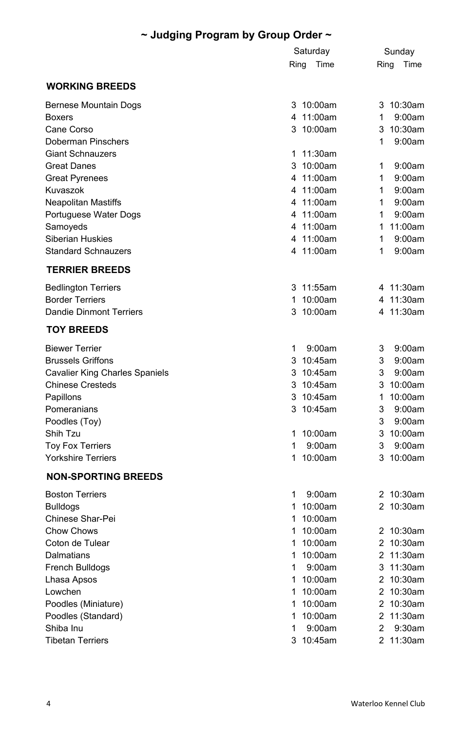# ~ Judging Program by Group Order ~

| | Saturday | | Sunday | |
|---|---|---|---|---|
| | Ring | Time | Ring | Time |
| **WORKING BREEDS** | | | | |
| Bernese Mountain Dogs | 3 | 10:00am | 3 | 10:30am |
| Boxers | 4 | 11:00am | 1 | 9:00am |
| Cane Corso | 3 | 10:00am | 3 | 10:30am |
| Doberman Pinschers | | | 1 | 9:00am |
| Giant Schnauzers | 1 | 11:30am | | |
| Great Danes | 3 | 10:00am | 1 | 9:00am |
| Great Pyrenees | 4 | 11:00am | 1 | 9:00am |
| Kuvaszok | 4 | 11:00am | 1 | 9:00am |
| Neapolitan Mastiffs | 4 | 11:00am | 1 | 9:00am |
| Portuguese Water Dogs | 4 | 11:00am | 1 | 9:00am |
| Samoyeds | 4 | 11:00am | 1 | 11:00am |
| Siberian Huskies | 4 | 11:00am | 1 | 9:00am |
| Standard Schnauzers | 4 | 11:00am | 1 | 9:00am |
| **TERRIER BREEDS** | | | | |
| Bedlington Terriers | 3 | 11:55am | 4 | 11:30am |
| Border Terriers | 1 | 10:00am | 4 | 11:30am |
| Dandie Dinmont Terriers | 3 | 10:00am | 4 | 11:30am |
| **TOY BREEDS** | | | | |
| Biewer Terrier | 1 | 9:00am | 3 | 9:00am |
| Brussels Griffons | 3 | 10:45am | 3 | 9:00am |
| Cavalier King Charles Spaniels | 3 | 10:45am | 3 | 9:00am |
| Chinese Cresteds | 3 | 10:45am | 3 | 10:00am |
| Papillons | 3 | 10:45am | 1 | 10:00am |
| Pomeranians | 3 | 10:45am | 3 | 9:00am |
| Poodles (Toy) | | | 3 | 9:00am |
| Shih Tzu | 1 | 10:00am | 3 | 10:00am |
| Toy Fox Terriers | 1 | 9:00am | 3 | 9:00am |
| Yorkshire Terriers | 1 | 10:00am | 3 | 10:00am |
| **NON-SPORTING BREEDS** | | | | |
| Boston Terriers | 1 | 9:00am | 2 | 10:30am |
| Bulldogs | 1 | 10:00am | 2 | 10:30am |
| Chinese Shar-Pei | 1 | 10:00am | | |
| Chow Chows | 1 | 10:00am | 2 | 10:30am |
| Coton de Tulear | 1 | 10:00am | 2 | 10:30am |
| Dalmatians | 1 | 10:00am | 2 | 11:30am |
| French Bulldogs | 1 | 9:00am | 3 | 11:30am |
| Lhasa Apsos | 1 | 10:00am | 2 | 10:30am |
| Lowchen | 1 | 10:00am | 2 | 10:30am |
| Poodles (Miniature) | 1 | 10:00am | 2 | 10:30am |
| Poodles (Standard) | 1 | 10:00am | 2 | 11:30am |
| Shiba Inu | 1 | 9:00am | 2 | 9:30am |
| Tibetan Terriers | 3 | 10:45am | 2 | 11:30am |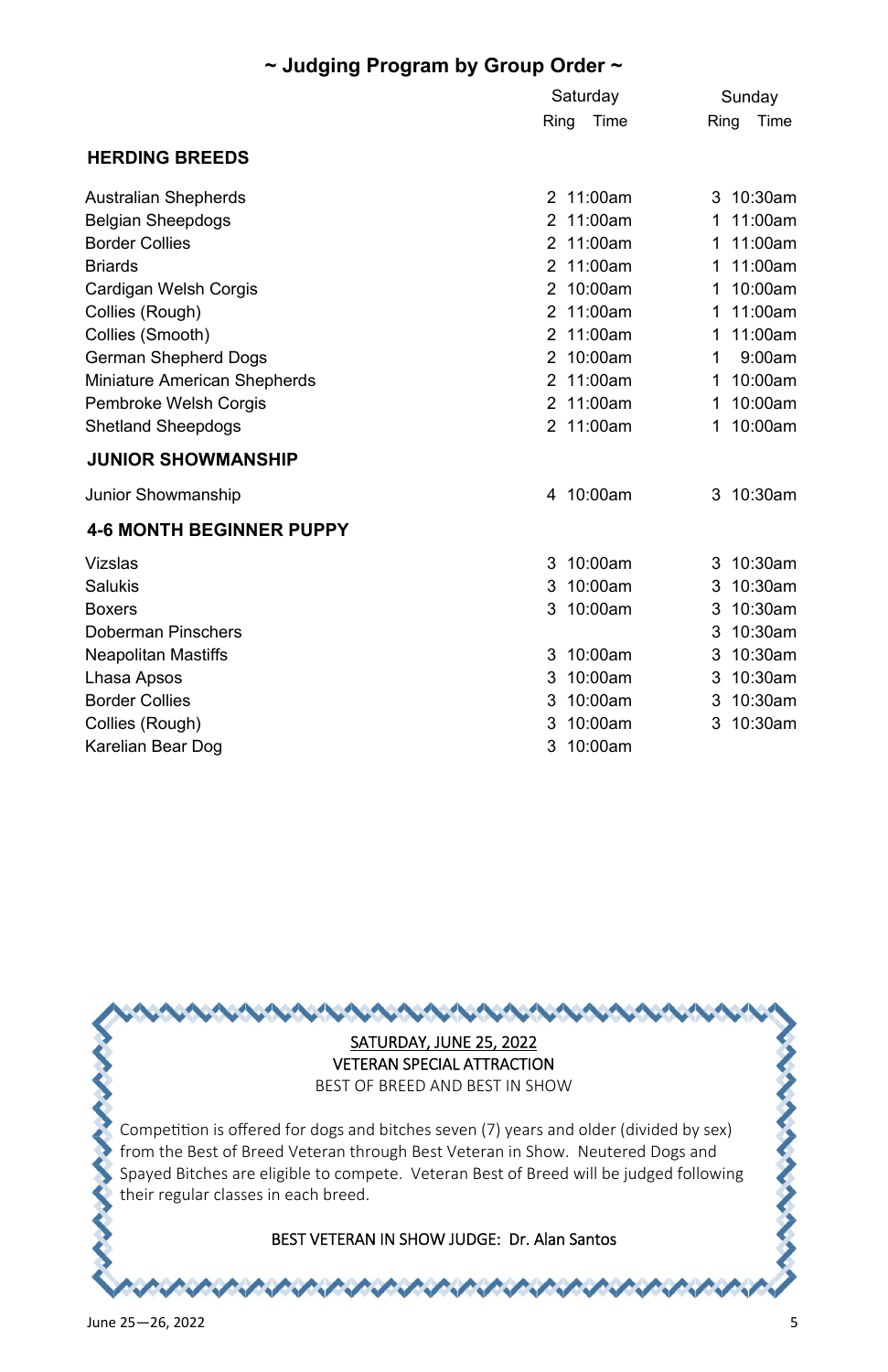## ~ Judging Program by Group Order ~

| | Saturday | | Sunday | |
|---|---|---|---|---|
| | Ring | Time | Ring | Time |
| **HERDING BREEDS** | | | | |
| Australian Shepherds | 2 | 11:00am | 3 | 10:30am |
| Belgian Sheepdogs | 2 | 11:00am | 1 | 11:00am |
| Border Collies | 2 | 11:00am | 1 | 11:00am |
| Briards | 2 | 11:00am | 1 | 11:00am |
| Cardigan Welsh Corgis | 2 | 10:00am | 1 | 10:00am |
| Collies (Rough) | 2 | 11:00am | 1 | 11:00am |
| Collies (Smooth) | 2 | 11:00am | 1 | 11:00am |
| German Shepherd Dogs | 2 | 10:00am | 1 | 9:00am |
| Miniature American Shepherds | 2 | 11:00am | 1 | 10:00am |
| Pembroke Welsh Corgis | 2 | 11:00am | 1 | 10:00am |
| Shetland Sheepdogs | 2 | 11:00am | 1 | 10:00am |
| **JUNIOR SHOWMANSHIP** | | | | |
| Junior Showmanship | 4 | 10:00am | 3 | 10:30am |
| **4-6 MONTH BEGINNER PUPPY** | | | | |
| Vizslas | 3 | 10:00am | 3 | 10:30am |
| Salukis | 3 | 10:00am | 3 | 10:30am |
| Boxers | 3 | 10:00am | 3 | 10:30am |
| Doberman Pinschers | | | 3 | 10:30am |
| Neapolitan Mastiffs | 3 | 10:00am | 3 | 10:30am |
| Lhasa Apsos | 3 | 10:00am | 3 | 10:30am |
| Border Collies | 3 | 10:00am | 3 | 10:30am |
| Collies (Rough) | 3 | 10:00am | 3 | 10:30am |
| Karelian Bear Dog | 3 | 10:00am | | |

SATURDAY, JUNE 25, 2022

VETERAN SPECIAL ATTRACTION

BEST OF BREED AND BEST IN SHOW

Competition is offered for dogs and bitches seven (7) years and older (divided by sex) from the Best of Breed Veteran through Best Veteran in Show. Neutered Dogs and Spayed Bitches are eligible to compete. Veteran Best of Breed will be judged following their regular classes in each breed.

BEST VETERAN IN SHOW JUDGE: Dr. Alan Santos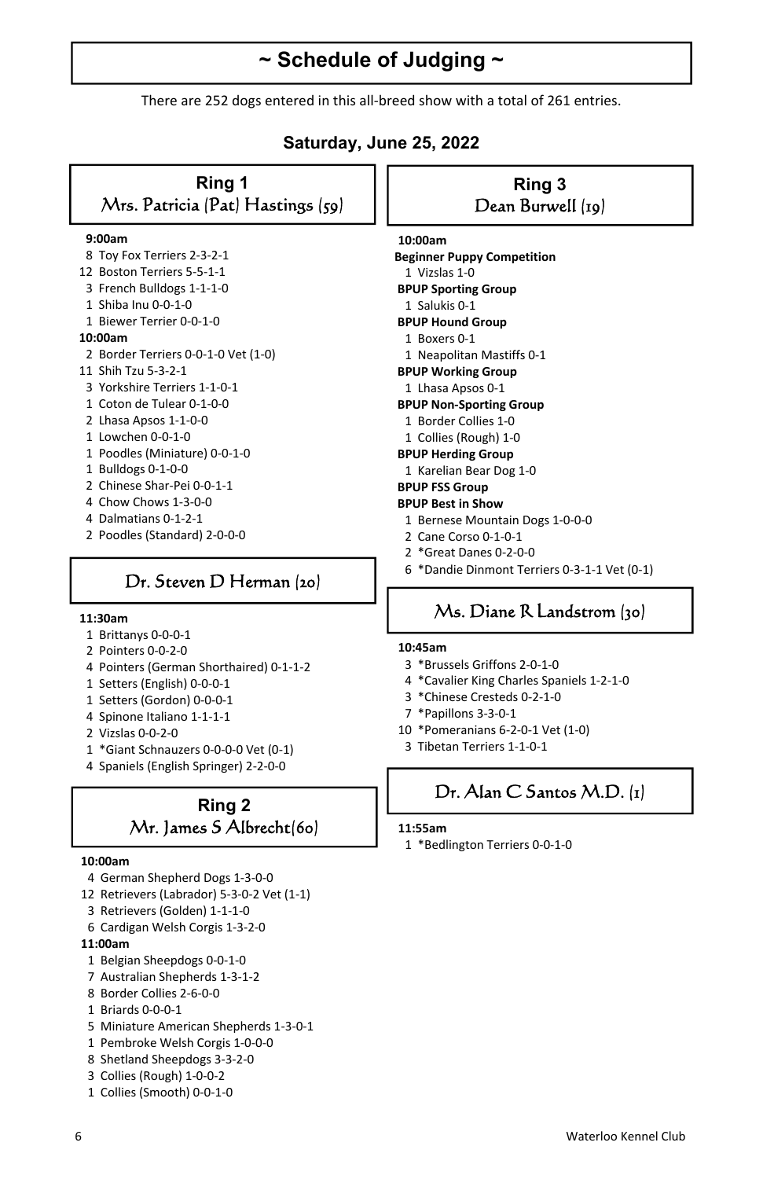# ~ Schedule of Judging ~

There are 252 dogs entered in this all-breed show with a total of 261 entries.

## Saturday, June 25, 2022

## Ring 1
### Mrs. Patricia (Pat) Hastings (59)

**9:00am**

- 8 Toy Fox Terriers 2-3-2-1
- 12 Boston Terriers 5-5-1-1
- 3 French Bulldogs 1-1-1-0
- 1 Shiba Inu 0-0-1-0
- 1 Biewer Terrier 0-0-1-0

**10:00am**

- 2 Border Terriers 0-0-1-0 Vet (1-0)
- 11 Shih Tzu 5-3-2-1
- 3 Yorkshire Terriers 1-1-0-1
- 1 Coton de Tulear 0-1-0-0
- 2 Lhasa Apsos 1-1-0-0
- 1 Lowchen 0-0-1-0
- 1 Poodles (Miniature) 0-0-1-0
- 1 Bulldogs 0-1-0-0
- 2 Chinese Shar-Pei 0-0-1-1
- 4 Chow Chows 1-3-0-0
- 4 Dalmatians 0-1-2-1
- 2 Poodles (Standard) 2-0-0-0

### Dr. Steven D Herman (20)

**11:30am**

- 1 Brittanys 0-0-0-1
- 2 Pointers 0-0-2-0
- 4 Pointers (German Shorthaired) 0-1-1-2
- 1 Setters (English) 0-0-0-1
- 1 Setters (Gordon) 0-0-0-1
- 4 Spinone Italiano 1-1-1-1
- 2 Vizslas 0-0-2-0
- 1 *Giant Schnauzers 0-0-0-0 Vet (0-1)
- 4 Spaniels (English Springer) 2-2-0-0

## Ring 2
### Mr. James S Albrecht(60)

**10:00am**

- 4 German Shepherd Dogs 1-3-0-0
- 12 Retrievers (Labrador) 5-3-0-2 Vet (1-1)
- 3 Retrievers (Golden) 1-1-1-0
- 6 Cardigan Welsh Corgis 1-3-2-0

**11:00am**

- 1 Belgian Sheepdogs 0-0-1-0
- 7 Australian Shepherds 1-3-1-2
- 8 Border Collies 2-6-0-0
- 1 Briards 0-0-0-1
- 5 Miniature American Shepherds 1-3-0-1
- 1 Pembroke Welsh Corgis 1-0-0-0
- 8 Shetland Sheepdogs 3-3-2-0
- 3 Collies (Rough) 1-0-0-2
- 1 Collies (Smooth) 0-0-1-0

## Ring 3
### Dean Burwell (19)

**10:00am**

**Beginner Puppy Competition**

- 1 Vizslas 1-0

**BPUP Sporting Group**

- 1 Salukis 0-1

**BPUP Hound Group**

- 1 Boxers 0-1
- 1 Neapolitan Mastiffs 0-1

**BPUP Working Group**

- 1 Lhasa Apsos 0-1

**BPUP Non-Sporting Group**

- 1 Border Collies 1-0
- 1 Collies (Rough) 1-0

**BPUP Herding Group**

- 1 Karelian Bear Dog 1-0

**BPUP FSS Group**

**BPUP Best in Show**

- 1 Bernese Mountain Dogs 1-0-0-0
- 2 Cane Corso 0-1-0-1
- 2 *Great Danes 0-2-0-0
- 6 *Dandie Dinmont Terriers 0-3-1-1 Vet (0-1)

### Ms. Diane R Landstrom (30)

**10:45am**

- 3 *Brussels Griffons 2-0-1-0
- 4 *Cavalier King Charles Spaniels 1-2-1-0
- 3 *Chinese Cresteds 0-2-1-0
- 7 *Papillons 3-3-0-1
- 10 *Pomeranians 6-2-0-1 Vet (1-0)
- 3 Tibetan Terriers 1-1-0-1

### Dr. Alan C Santos M.D. (1)

**11:55am**

- 1 *Bedlington Terriers 0-0-1-0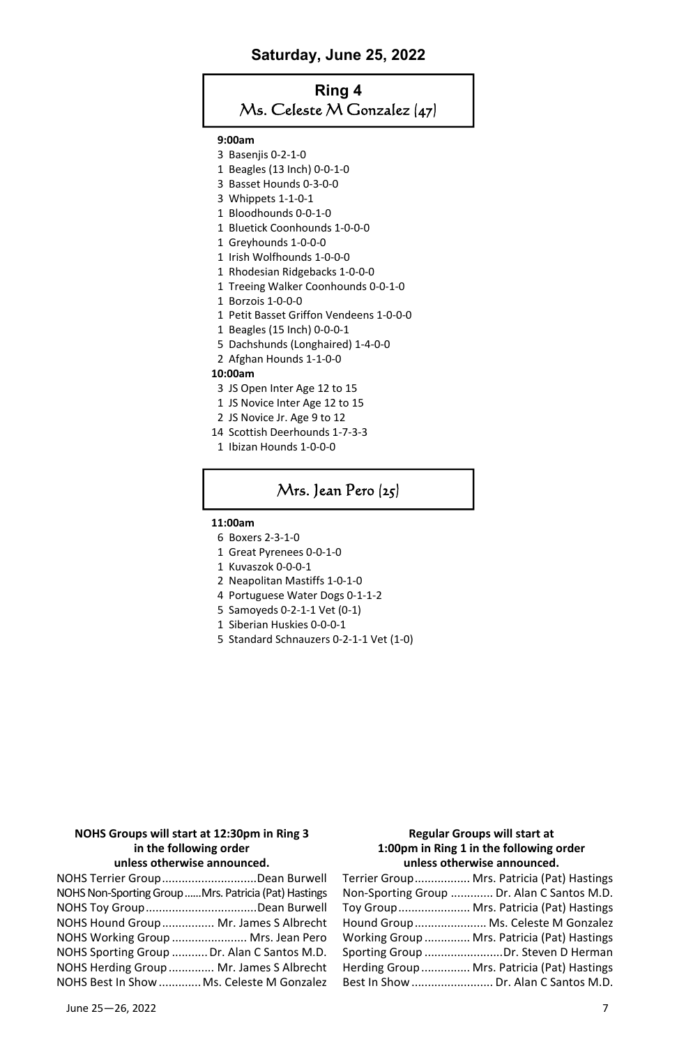## Saturday, June 25, 2022

### Ring 4
### Ms. Celeste M Gonzalez (47)

**9:00am**

3 Basenjis 0-2-1-0
1 Beagles (13 Inch) 0-0-1-0
3 Basset Hounds 0-3-0-0
3 Whippets 1-1-0-1
1 Bloodhounds 0-0-1-0
1 Bluetick Coonhounds 1-0-0-0
1 Greyhounds 1-0-0-0
1 Irish Wolfhounds 1-0-0-0
1 Rhodesian Ridgebacks 1-0-0-0
1 Treeing Walker Coonhounds 0-0-1-0
1 Borzois 1-0-0-0
1 Petit Basset Griffon Vendeens 1-0-0-0
1 Beagles (15 Inch) 0-0-0-1
5 Dachshunds (Longhaired) 1-4-0-0
2 Afghan Hounds 1-1-0-0

**10:00am**

3 JS Open Inter Age 12 to 15
1 JS Novice Inter Age 12 to 15
2 JS Novice Jr. Age 9 to 12
14 Scottish Deerhounds 1-7-3-3
1 Ibizan Hounds 1-0-0-0

### Mrs. Jean Pero (25)

**11:00am**

6 Boxers 2-3-1-0
1 Great Pyrenees 0-0-1-0
1 Kuvaszok 0-0-0-1
2 Neapolitan Mastiffs 1-0-1-0
4 Portuguese Water Dogs 0-1-1-2
5 Samoyeds 0-2-1-1 Vet (0-1)
1 Siberian Huskies 0-0-0-1
5 Standard Schnauzers 0-2-1-1 Vet (1-0)

**NOHS Groups will start at 12:30pm in Ring 3 in the following order unless otherwise announced.**

| Group | Judge |
|---|---|
| NOHS Terrier Group | Dean Burwell |
| NOHS Non-Sporting Group | Mrs. Patricia (Pat) Hastings |
| NOHS Toy Group | Dean Burwell |
| NOHS Hound Group | Mr. James S Albrecht |
| NOHS Working Group | Mrs. Jean Pero |
| NOHS Sporting Group | Dr. Alan C Santos M.D. |
| NOHS Herding Group | Mr. James S Albrecht |
| NOHS Best In Show | Ms. Celeste M Gonzalez |

**Regular Groups will start at 1:00pm in Ring 1 in the following order unless otherwise announced.**

| Group | Judge |
|---|---|
| Terrier Group | Mrs. Patricia (Pat) Hastings |
| Non-Sporting Group | Dr. Alan C Santos M.D. |
| Toy Group | Mrs. Patricia (Pat) Hastings |
| Hound Group | Ms. Celeste M Gonzalez |
| Working Group | Mrs. Patricia (Pat) Hastings |
| Sporting Group | Dr. Steven D Herman |
| Herding Group | Mrs. Patricia (Pat) Hastings |
| Best In Show | Dr. Alan C Santos M.D. |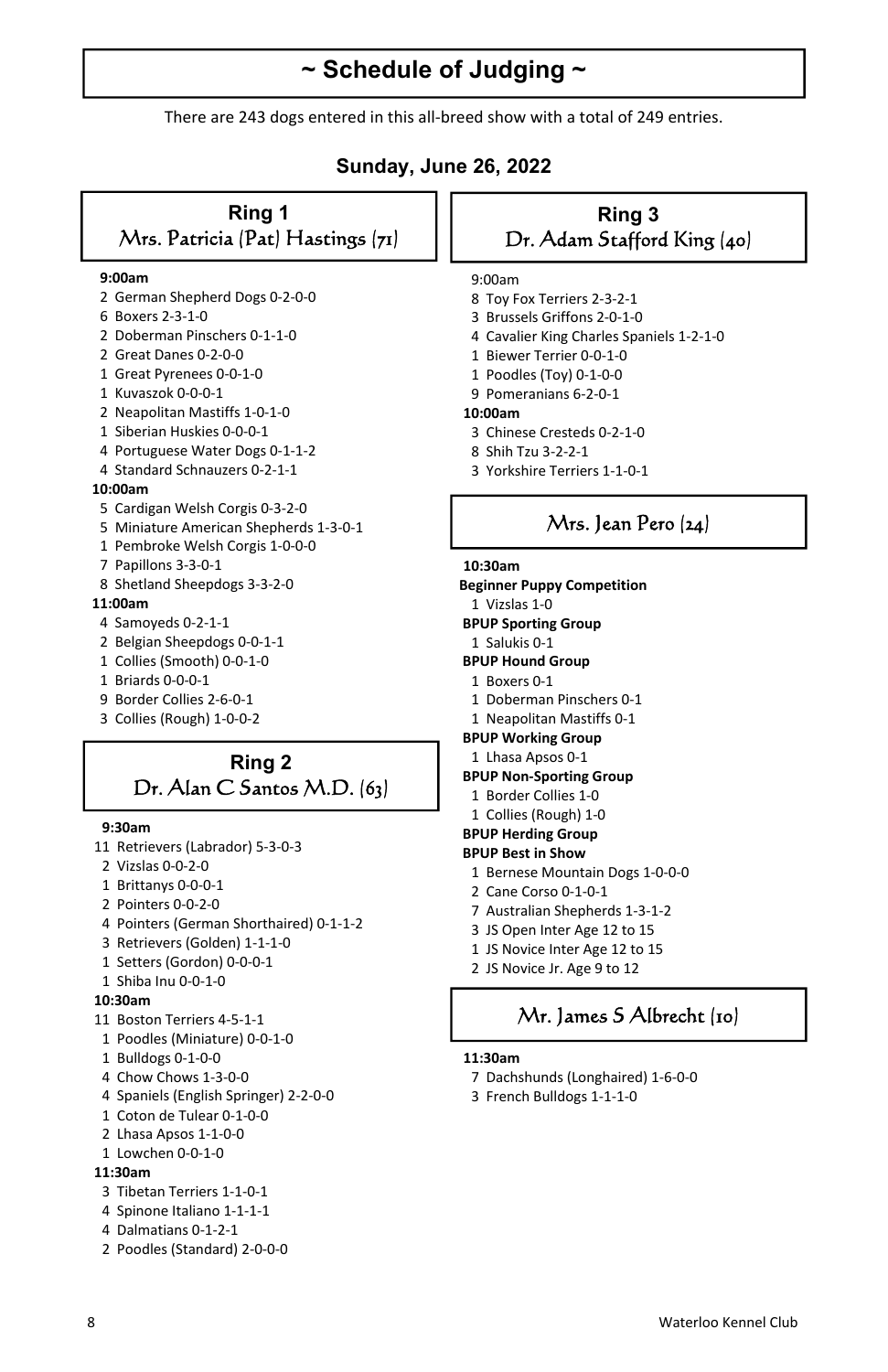# ~ Schedule of Judging ~

There are 243 dogs entered in this all-breed show with a total of 249 entries.

## Sunday, June 26, 2022

### Ring 1
#### Mrs. Patricia (Pat) Hastings (71)

**9:00am**
- 2 German Shepherd Dogs 0-2-0-0
- 6 Boxers 2-3-1-0
- 2 Doberman Pinschers 0-1-1-0
- 2 Great Danes 0-2-0-0
- 1 Great Pyrenees 0-0-1-0
- 1 Kuvaszok 0-0-0-1
- 2 Neapolitan Mastiffs 1-0-1-0
- 1 Siberian Huskies 0-0-0-1
- 4 Portuguese Water Dogs 0-1-1-2
- 4 Standard Schnauzers 0-2-1-1

**10:00am**
- 5 Cardigan Welsh Corgis 0-3-2-0
- 5 Miniature American Shepherds 1-3-0-1
- 1 Pembroke Welsh Corgis 1-0-0-0
- 7 Papillons 3-3-0-1
- 8 Shetland Sheepdogs 3-3-2-0

**11:00am**
- 4 Samoyeds 0-2-1-1
- 2 Belgian Sheepdogs 0-0-1-1
- 1 Collies (Smooth) 0-0-1-0
- 1 Briards 0-0-0-1
- 9 Border Collies 2-6-0-1
- 3 Collies (Rough) 1-0-0-2

### Ring 2
#### Dr. Alan C Santos M.D. (63)

**9:30am**
- 11 Retrievers (Labrador) 5-3-0-3
- 2 Vizslas 0-0-2-0
- 1 Brittanys 0-0-0-1
- 2 Pointers 0-0-2-0
- 4 Pointers (German Shorthaired) 0-1-1-2
- 3 Retrievers (Golden) 1-1-1-0
- 1 Setters (Gordon) 0-0-0-1
- 1 Shiba Inu 0-0-1-0

**10:30am**
- 11 Boston Terriers 4-5-1-1
- 1 Poodles (Miniature) 0-0-1-0
- 1 Bulldogs 0-1-0-0
- 4 Chow Chows 1-3-0-0
- 4 Spaniels (English Springer) 2-2-0-0
- 1 Coton de Tulear 0-1-0-0
- 2 Lhasa Apsos 1-1-0-0
- 1 Lowchen 0-0-1-0

**11:30am**
- 3 Tibetan Terriers 1-1-0-1
- 4 Spinone Italiano 1-1-1-1
- 4 Dalmatians 0-1-2-1
- 2 Poodles (Standard) 2-0-0-0

### Ring 3
#### Dr. Adam Stafford King (40)

9:00am
- 8 Toy Fox Terriers 2-3-2-1
- 3 Brussels Griffons 2-0-1-0
- 4 Cavalier King Charles Spaniels 1-2-1-0
- 1 Biewer Terrier 0-0-1-0
- 1 Poodles (Toy) 0-1-0-0
- 9 Pomeranians 6-2-0-1

**10:00am**
- 3 Chinese Cresteds 0-2-1-0
- 8 Shih Tzu 3-2-2-1
- 3 Yorkshire Terriers 1-1-0-1

#### Mrs. Jean Pero (24)

**10:30am**

**Beginner Puppy Competition**
- 1 Vizslas 1-0

**BPUP Sporting Group**
- 1 Salukis 0-1

**BPUP Hound Group**
- 1 Boxers 0-1
- 1 Doberman Pinschers 0-1
- 1 Neapolitan Mastiffs 0-1

**BPUP Working Group**
- 1 Lhasa Apsos 0-1

**BPUP Non-Sporting Group**
- 1 Border Collies 1-0
- 1 Collies (Rough) 1-0

**BPUP Herding Group**

**BPUP Best in Show**
- 1 Bernese Mountain Dogs 1-0-0-0
- 2 Cane Corso 0-1-0-1
- 7 Australian Shepherds 1-3-1-2
- 3 JS Open Inter Age 12 to 15
- 1 JS Novice Inter Age 12 to 15
- 2 JS Novice Jr. Age 9 to 12

#### Mr. James S Albrecht (10)

**11:30am**
- 7 Dachshunds (Longhaired) 1-6-0-0
- 3 French Bulldogs 1-1-1-0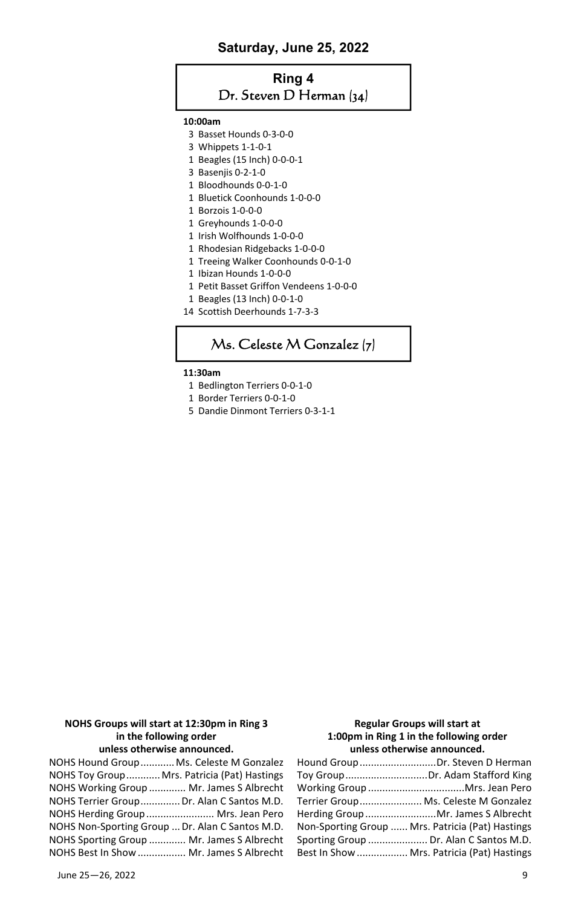## Saturday, June 25, 2022

### Ring 4
### Dr. Steven D Herman (34)

**10:00am**

- 3 Basset Hounds 0-3-0-0
- 3 Whippets 1-1-0-1
- 1 Beagles (15 Inch) 0-0-0-1
- 3 Basenjis 0-2-1-0
- 1 Bloodhounds 0-0-1-0
- 1 Bluetick Coonhounds 1-0-0-0
- 1 Borzois 1-0-0-0
- 1 Greyhounds 1-0-0-0
- 1 Irish Wolfhounds 1-0-0-0
- 1 Rhodesian Ridgebacks 1-0-0-0
- 1 Treeing Walker Coonhounds 0-0-1-0
- 1 Ibizan Hounds 1-0-0-0
- 1 Petit Basset Griffon Vendeens 1-0-0-0
- 1 Beagles (13 Inch) 0-0-1-0
- 14 Scottish Deerhounds 1-7-3-3

### Ms. Celeste M Gonzalez (7)

**11:30am**

- 1 Bedlington Terriers 0-0-1-0
- 1 Border Terriers 0-0-1-0
- 5 Dandie Dinmont Terriers 0-3-1-1

**NOHS Groups will start at 12:30pm in Ring 3 in the following order unless otherwise announced.**

NOHS Hound Group............ Ms. Celeste M Gonzalez
NOHS Toy Group............ Mrs. Patricia (Pat) Hastings
NOHS Working Group ............. Mr. James S Albrecht
NOHS Terrier Group.............. Dr. Alan C Santos M.D.
NOHS Herding Group........................ Mrs. Jean Pero
NOHS Non-Sporting Group ... Dr. Alan C Santos M.D.
NOHS Sporting Group ............. Mr. James S Albrecht
NOHS Best In Show ................. Mr. James S Albrecht

**Regular Groups will start at 1:00pm in Ring 1 in the following order unless otherwise announced.**

Hound Group...........................Dr. Steven D Herman
Toy Group.............................Dr. Adam Stafford King
Working Group ..................................Mrs. Jean Pero
Terrier Group...................... Ms. Celeste M Gonzalez
Herding Group.........................Mr. James S Albrecht
Non-Sporting Group ...... Mrs. Patricia (Pat) Hastings
Sporting Group ..................... Dr. Alan C Santos M.D.
Best In Show .................. Mrs. Patricia (Pat) Hastings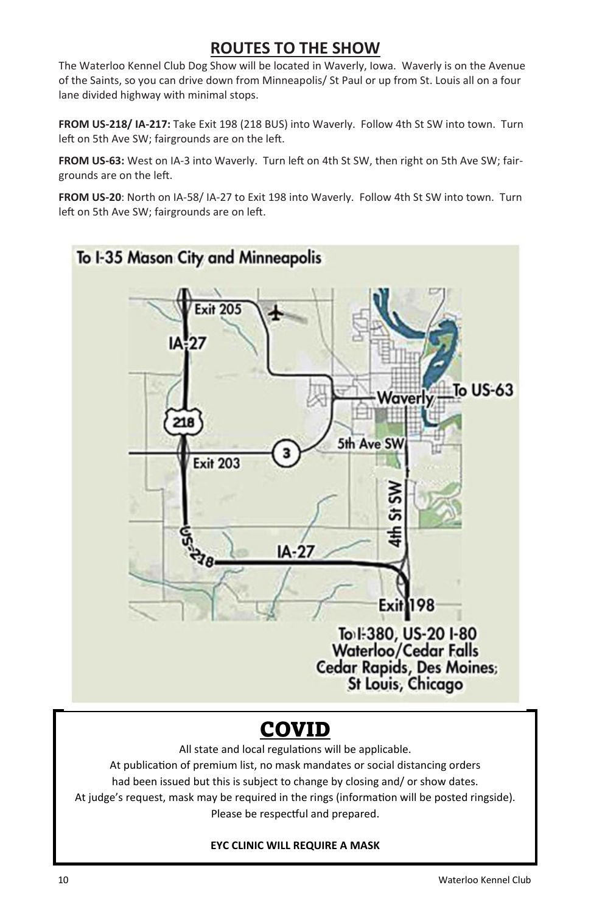## ROUTES TO THE SHOW

The Waterloo Kennel Club Dog Show will be located in Waverly, Iowa. Waverly is on the Avenue of the Saints, so you can drive down from Minneapolis/ St Paul or up from St. Louis all on a four lane divided highway with minimal stops.

**FROM US-218/ IA-217:** Take Exit 198 (218 BUS) into Waverly. Follow 4th St SW into town. Turn left on 5th Ave SW; fairgrounds are on the left.

**FROM US-63:** West on IA-3 into Waverly. Turn left on 4th St SW, then right on 5th Ave SW; fairgrounds are on the left.

**FROM US-20**: North on IA-58/ IA-27 to Exit 198 into Waverly. Follow 4th St SW into town. Turn left on 5th Ave SW; fairgrounds are on left.

To I-35 Mason City and Minneapolis

Exit 205 · IA-27 · 218 · Exit 203 · 3 · Waverly · To US-63 · 5th Ave SW · 4th St SW · US-218 · IA-27 · Exit 198

To I-380, US-20 I-80
Waterloo/Cedar Falls
Cedar Rapids, Des Moines;
St Louis, Chicago

# COVID

All state and local regulations will be applicable.
At publication of premium list, no mask mandates or social distancing orders had been issued but this is subject to change by closing and/ or show dates.
At judge's request, mask may be required in the rings (information will be posted ringside).
Please be respectful and prepared.

**EYC CLINIC WILL REQUIRE A MASK**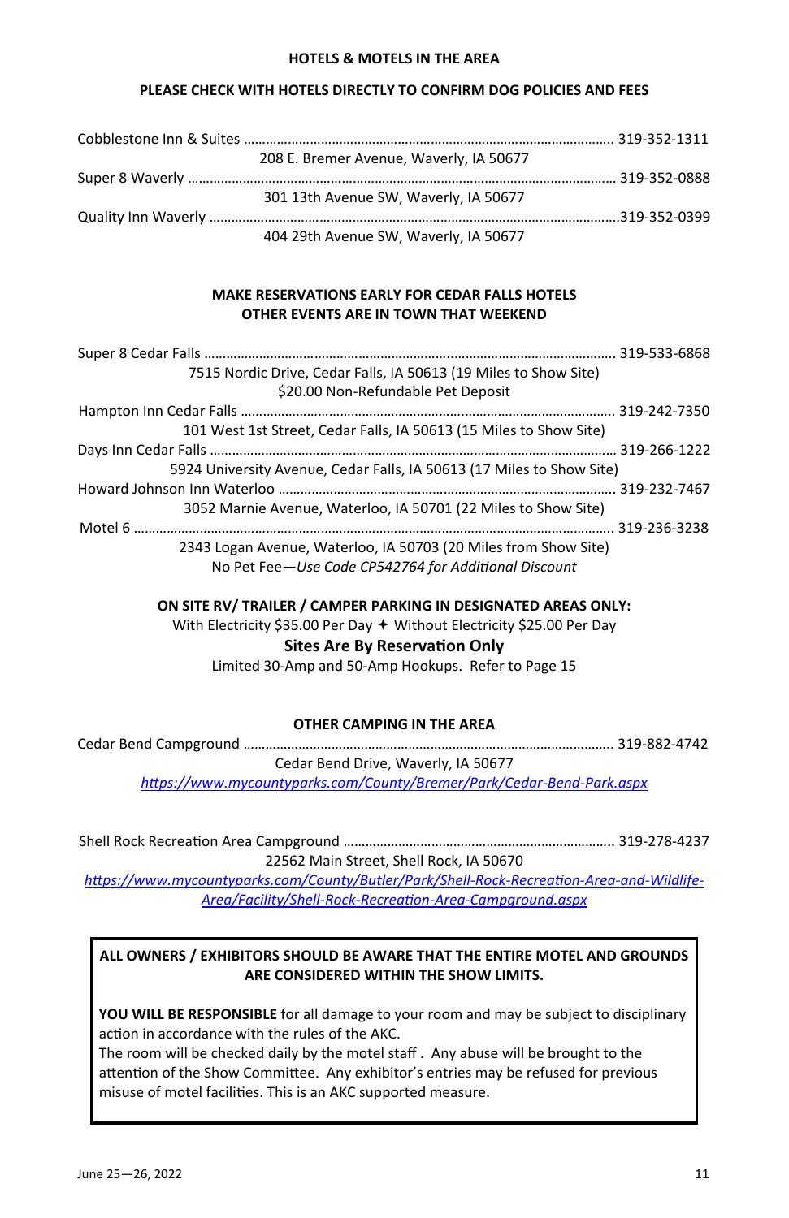## HOTELS & MOTELS IN THE AREA

**PLEASE CHECK WITH HOTELS DIRECTLY TO CONFIRM DOG POLICIES AND FEES**

Cobblestone Inn & Suites ........................................ 319-352-1311
208 E. Bremer Avenue, Waverly, IA 50677

Super 8 Waverly ........................................ 319-352-0888
301 13th Avenue SW, Waverly, IA 50677

Quality Inn Waverly ........................................ 319-352-0399
404 29th Avenue SW, Waverly, IA 50677

**MAKE RESERVATIONS EARLY FOR CEDAR FALLS HOTELS**
**OTHER EVENTS ARE IN TOWN THAT WEEKEND**

Super 8 Cedar Falls ........................................ 319-533-6868
7515 Nordic Drive, Cedar Falls, IA 50613 (19 Miles to Show Site)
$20.00 Non-Refundable Pet Deposit

Hampton Inn Cedar Falls ........................................ 319-242-7350
101 West 1st Street, Cedar Falls, IA 50613 (15 Miles to Show Site)

Days Inn Cedar Falls ........................................ 319-266-1222
5924 University Avenue, Cedar Falls, IA 50613 (17 Miles to Show Site)

Howard Johnson Inn Waterloo ........................................ 319-232-7467
3052 Marnie Avenue, Waterloo, IA 50701 (22 Miles to Show Site)

Motel 6 ........................................ 319-236-3238
2343 Logan Avenue, Waterloo, IA 50703 (20 Miles from Show Site)
No Pet Fee—*Use Code CP542764 for Additional Discount*

**ON SITE RV/ TRAILER / CAMPER PARKING IN DESIGNATED AREAS ONLY:**
With Electricity $35.00 Per Day ✦ Without Electricity $25.00 Per Day
**Sites Are By Reservation Only**
Limited 30-Amp and 50-Amp Hookups. Refer to Page 15

**OTHER CAMPING IN THE AREA**

Cedar Bend Campground ........................................ 319-882-4742
Cedar Bend Drive, Waverly, IA 50677
*https://www.mycountyparks.com/County/Bremer/Park/Cedar-Bend-Park.aspx*

Shell Rock Recreation Area Campground ........................................ 319-278-4237
22562 Main Street, Shell Rock, IA 50670
*https://www.mycountyparks.com/County/Butler/Park/Shell-Rock-Recreation-Area-and-Wildlife-Area/Facility/Shell-Rock-Recreation-Area-Campground.aspx*

**ALL OWNERS / EXHIBITORS SHOULD BE AWARE THAT THE ENTIRE MOTEL AND GROUNDS ARE CONSIDERED WITHIN THE SHOW LIMITS.**

**YOU WILL BE RESPONSIBLE** for all damage to your room and may be subject to disciplinary action in accordance with the rules of the AKC.
The room will be checked daily by the motel staff . Any abuse will be brought to the attention of the Show Committee. Any exhibitor's entries may be refused for previous misuse of motel facilities. This is an AKC supported measure.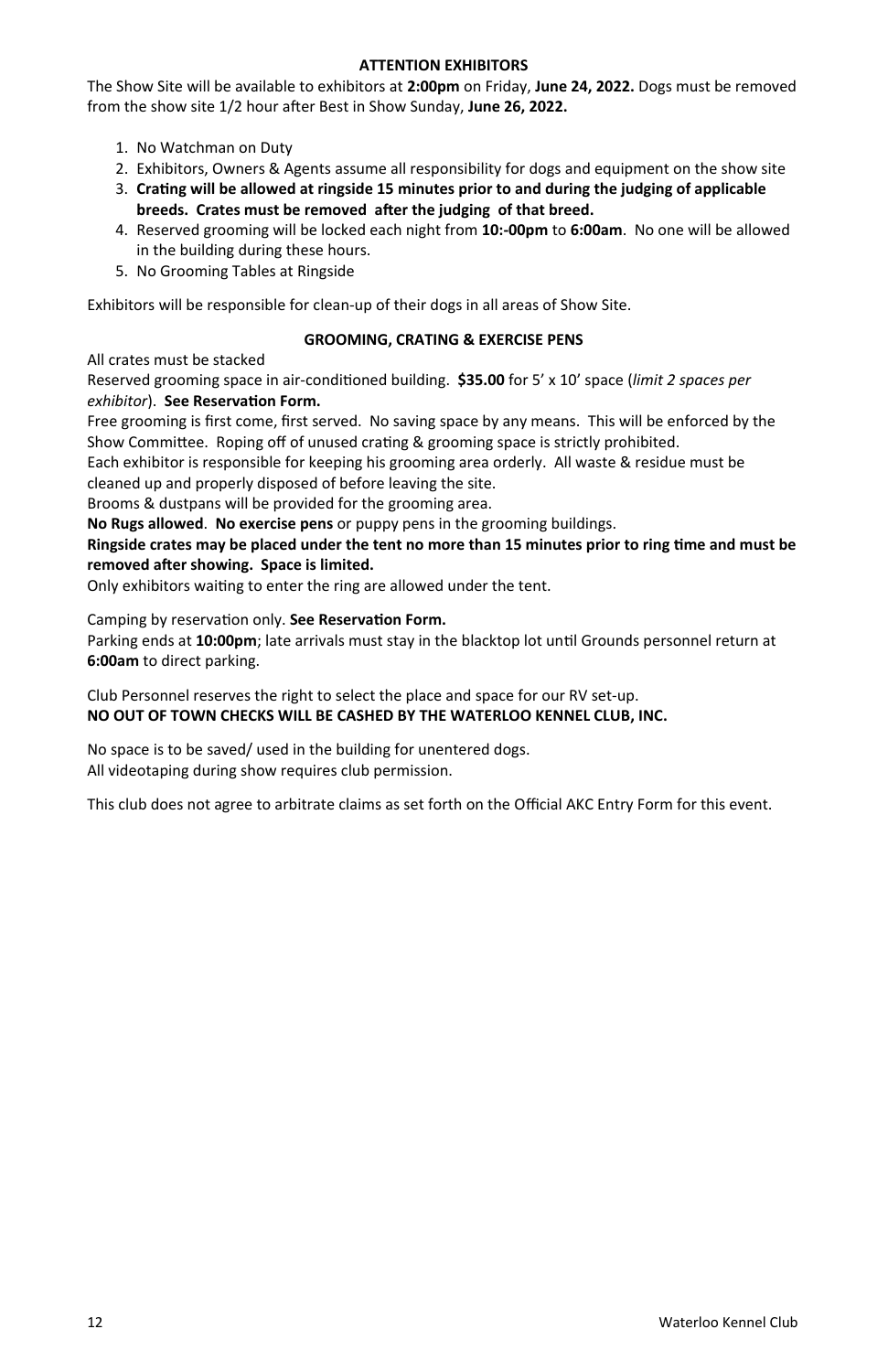## ATTENTION EXHIBITORS

The Show Site will be available to exhibitors at **2:00pm** on Friday, **June 24, 2022.** Dogs must be removed from the show site 1/2 hour after Best in Show Sunday, **June 26, 2022.**

1. No Watchman on Duty
2. Exhibitors, Owners & Agents assume all responsibility for dogs and equipment on the show site
3. **Crating will be allowed at ringside 15 minutes prior to and during the judging of applicable breeds. Crates must be removed after the judging of that breed.**
4. Reserved grooming will be locked each night from **10:-00pm** to **6:00am**. No one will be allowed in the building during these hours.
5. No Grooming Tables at Ringside

Exhibitors will be responsible for clean-up of their dogs in all areas of Show Site.

## GROOMING, CRATING & EXERCISE PENS

All crates must be stacked

Reserved grooming space in air-conditioned building. **$35.00** for 5' x 10' space (*limit 2 spaces per exhibitor*). **See Reservation Form.**

Free grooming is first come, first served. No saving space by any means. This will be enforced by the Show Committee. Roping off of unused crating & grooming space is strictly prohibited.

Each exhibitor is responsible for keeping his grooming area orderly. All waste & residue must be cleaned up and properly disposed of before leaving the site.

Brooms & dustpans will be provided for the grooming area.

**No Rugs allowed**. **No exercise pens** or puppy pens in the grooming buildings.

**Ringside crates may be placed under the tent no more than 15 minutes prior to ring time and must be removed after showing. Space is limited.**

Only exhibitors waiting to enter the ring are allowed under the tent.

Camping by reservation only. **See Reservation Form.**

Parking ends at **10:00pm**; late arrivals must stay in the blacktop lot until Grounds personnel return at **6:00am** to direct parking.

Club Personnel reserves the right to select the place and space for our RV set-up.

**NO OUT OF TOWN CHECKS WILL BE CASHED BY THE WATERLOO KENNEL CLUB, INC.**

No space is to be saved/ used in the building for unentered dogs.

All videotaping during show requires club permission.

This club does not agree to arbitrate claims as set forth on the Official AKC Entry Form for this event.